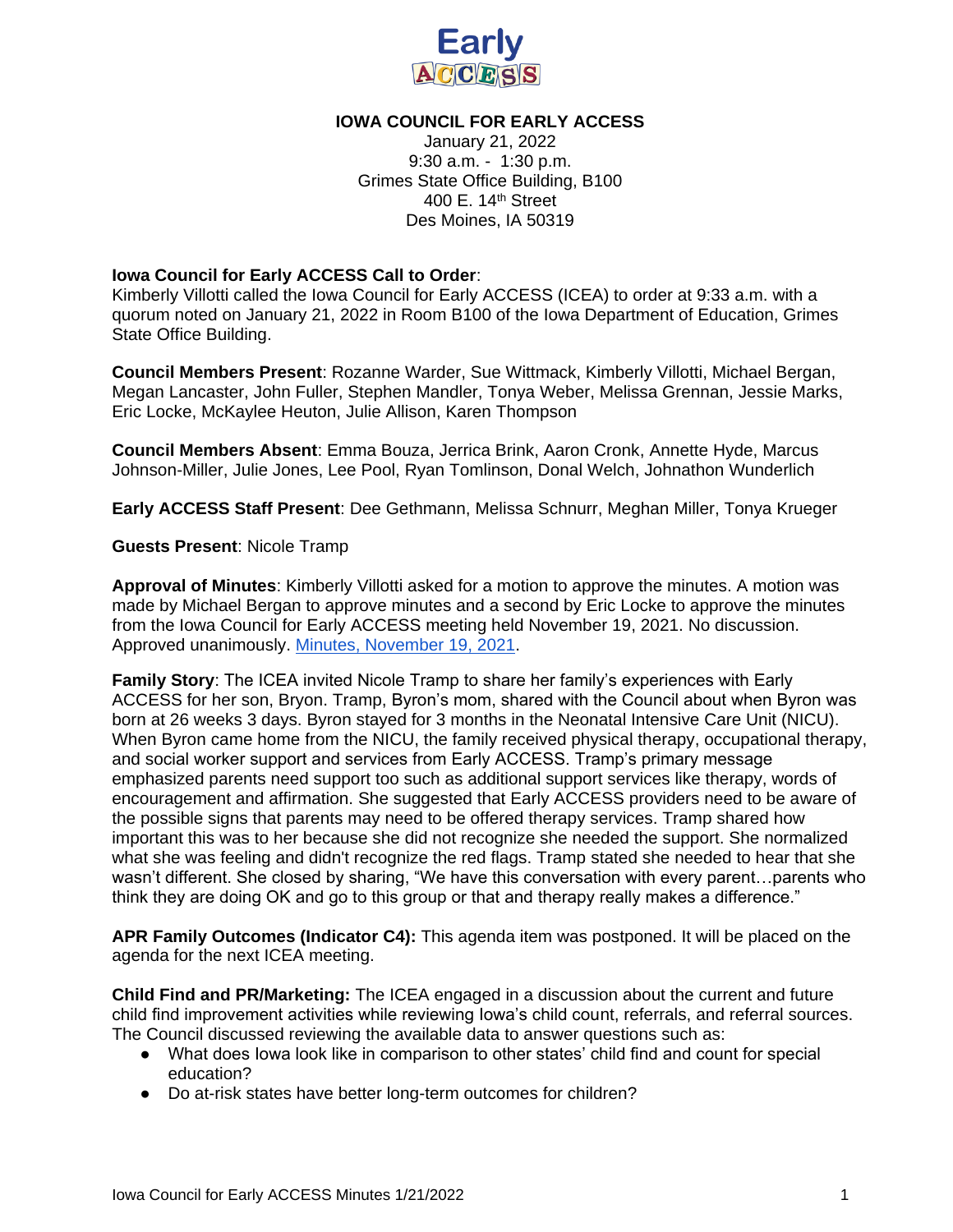Early ACCESS

# IOWA COUNCIL FOR EARLY ACCESS

January 21, 2022
9:30 a.m. - 1:30 p.m.
Grimes State Office Building, B100
400 E. 14th Street
Des Moines, IA 50319

**Iowa Council for Early ACCESS Call to Order**:
Kimberly Villotti called the Iowa Council for Early ACCESS (ICEA) to order at 9:33 a.m. with a quorum noted on January 21, 2022 in Room B100 of the Iowa Department of Education, Grimes State Office Building.

**Council Members Present**: Rozanne Warder, Sue Wittmack, Kimberly Villotti, Michael Bergan, Megan Lancaster, John Fuller, Stephen Mandler, Tonya Weber, Melissa Grennan, Jessie Marks, Eric Locke, McKaylee Heuton, Julie Allison, Karen Thompson

**Council Members Absent**: Emma Bouza, Jerrica Brink, Aaron Cronk, Annette Hyde, Marcus Johnson-Miller, Julie Jones, Lee Pool, Ryan Tomlinson, Donal Welch, Johnathon Wunderlich

**Early ACCESS Staff Present**: Dee Gethmann, Melissa Schnurr, Meghan Miller, Tonya Krueger

**Guests Present**: Nicole Tramp

**Approval of Minutes**: Kimberly Villotti asked for a motion to approve the minutes. A motion was made by Michael Bergan to approve minutes and a second by Eric Locke to approve the minutes from the Iowa Council for Early ACCESS meeting held November 19, 2021. No discussion. Approved unanimously. Minutes, November 19, 2021.

**Family Story**: The ICEA invited Nicole Tramp to share her family's experiences with Early ACCESS for her son, Bryon. Tramp, Byron's mom, shared with the Council about when Byron was born at 26 weeks 3 days. Byron stayed for 3 months in the Neonatal Intensive Care Unit (NICU). When Byron came home from the NICU, the family received physical therapy, occupational therapy, and social worker support and services from Early ACCESS. Tramp's primary message emphasized parents need support too such as additional support services like therapy, words of encouragement and affirmation. She suggested that Early ACCESS providers need to be aware of the possible signs that parents may need to be offered therapy services. Tramp shared how important this was to her because she did not recognize she needed the support. She normalized what she was feeling and didn't recognize the red flags. Tramp stated she needed to hear that she wasn't different. She closed by sharing, "We have this conversation with every parent…parents who think they are doing OK and go to this group or that and therapy really makes a difference."

**APR Family Outcomes (Indicator C4):** This agenda item was postponed. It will be placed on the agenda for the next ICEA meeting.

**Child Find and PR/Marketing:** The ICEA engaged in a discussion about the current and future child find improvement activities while reviewing Iowa's child count, referrals, and referral sources. The Council discussed reviewing the available data to answer questions such as:

- What does Iowa look like in comparison to other states' child find and count for special education?
- Do at-risk states have better long-term outcomes for children?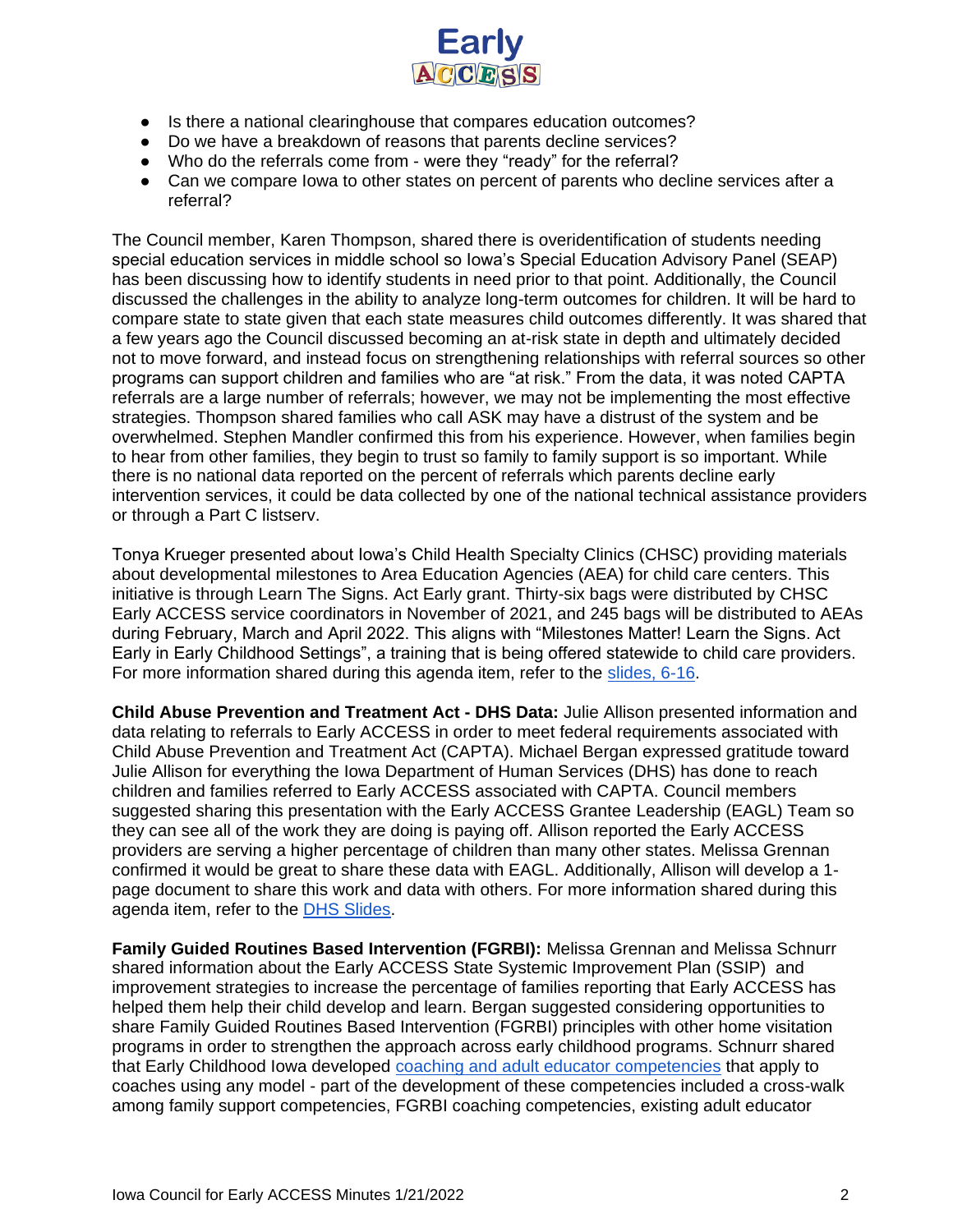- Is there a national clearinghouse that compares education outcomes?
- Do we have a breakdown of reasons that parents decline services?
- Who do the referrals come from - were they "ready" for the referral?
- Can we compare Iowa to other states on percent of parents who decline services after a referral?

The Council member, Karen Thompson, shared there is overidentification of students needing special education services in middle school so Iowa's Special Education Advisory Panel (SEAP) has been discussing how to identify students in need prior to that point. Additionally, the Council discussed the challenges in the ability to analyze long-term outcomes for children. It will be hard to compare state to state given that each state measures child outcomes differently. It was shared that a few years ago the Council discussed becoming an at-risk state in depth and ultimately decided not to move forward, and instead focus on strengthening relationships with referral sources so other programs can support children and families who are "at risk." From the data, it was noted CAPTA referrals are a large number of referrals; however, we may not be implementing the most effective strategies. Thompson shared families who call ASK may have a distrust of the system and be overwhelmed. Stephen Mandler confirmed this from his experience. However, when families begin to hear from other families, they begin to trust so family to family support is so important. While there is no national data reported on the percent of referrals which parents decline early intervention services, it could be data collected by one of the national technical assistance providers or through a Part C listserv.

Tonya Krueger presented about Iowa's Child Health Specialty Clinics (CHSC) providing materials about developmental milestones to Area Education Agencies (AEA) for child care centers. This initiative is through Learn The Signs. Act Early grant. Thirty-six bags were distributed by CHSC Early ACCESS service coordinators in November of 2021, and 245 bags will be distributed to AEAs during February, March and April 2022. This aligns with "Milestones Matter! Learn the Signs. Act Early in Early Childhood Settings", a training that is being offered statewide to child care providers. For more information shared during this agenda item, refer to the slides, 6-16.

**Child Abuse Prevention and Treatment Act - DHS Data:** Julie Allison presented information and data relating to referrals to Early ACCESS in order to meet federal requirements associated with Child Abuse Prevention and Treatment Act (CAPTA). Michael Bergan expressed gratitude toward Julie Allison for everything the Iowa Department of Human Services (DHS) has done to reach children and families referred to Early ACCESS associated with CAPTA. Council members suggested sharing this presentation with the Early ACCESS Grantee Leadership (EAGL) Team so they can see all of the work they are doing is paying off. Allison reported the Early ACCESS providers are serving a higher percentage of children than many other states. Melissa Grennan confirmed it would be great to share these data with EAGL. Additionally, Allison will develop a 1-page document to share this work and data with others. For more information shared during this agenda item, refer to the DHS Slides.

**Family Guided Routines Based Intervention (FGRBI):** Melissa Grennan and Melissa Schnurr shared information about the Early ACCESS State Systemic Improvement Plan (SSIP) and improvement strategies to increase the percentage of families reporting that Early ACCESS has helped them help their child develop and learn. Bergan suggested considering opportunities to share Family Guided Routines Based Intervention (FGRBI) principles with other home visitation programs in order to strengthen the approach across early childhood programs. Schnurr shared that Early Childhood Iowa developed coaching and adult educator competencies that apply to coaches using any model - part of the development of these competencies included a cross-walk among family support competencies, FGRBI coaching competencies, existing adult educator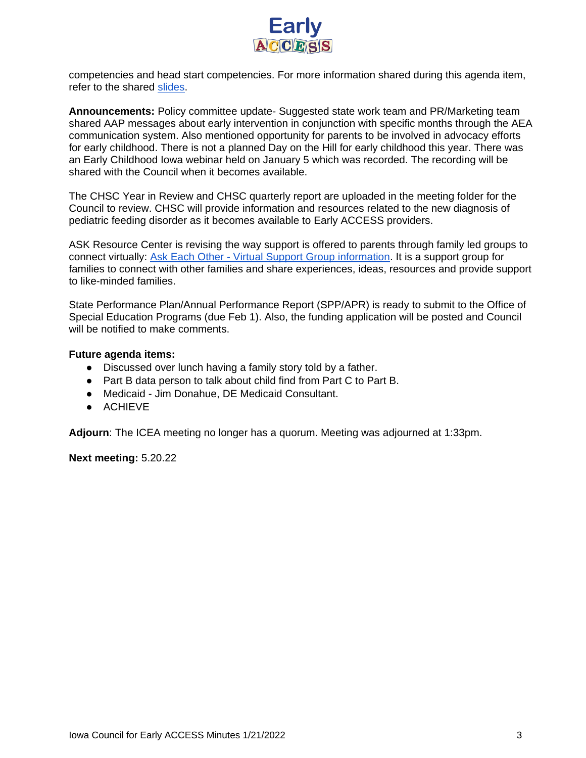competencies and head start competencies. For more information shared during this agenda item, refer to the shared [slides](slides).

**Announcements:** Policy committee update- Suggested state work team and PR/Marketing team shared AAP messages about early intervention in conjunction with specific months through the AEA communication system. Also mentioned opportunity for parents to be involved in advocacy efforts for early childhood. There is not a planned Day on the Hill for early childhood this year. There was an Early Childhood Iowa webinar held on January 5 which was recorded. The recording will be shared with the Council when it becomes available.

The CHSC Year in Review and CHSC quarterly report are uploaded in the meeting folder for the Council to review. CHSC will provide information and resources related to the new diagnosis of pediatric feeding disorder as it becomes available to Early ACCESS providers.

ASK Resource Center is revising the way support is offered to parents through family led groups to connect virtually: [Ask Each Other - Virtual Support Group information](Ask Each Other - Virtual Support Group information). It is a support group for families to connect with other families and share experiences, ideas, resources and provide support to like-minded families.

State Performance Plan/Annual Performance Report (SPP/APR) is ready to submit to the Office of Special Education Programs (due Feb 1). Also, the funding application will be posted and Council will be notified to make comments.

**Future agenda items:**

- Discussed over lunch having a family story told by a father.
- Part B data person to talk about child find from Part C to Part B.
- Medicaid - Jim Donahue, DE Medicaid Consultant.
- ACHIEVE

**Adjourn**: The ICEA meeting no longer has a quorum. Meeting was adjourned at 1:33pm.

**Next meeting:** 5.20.22